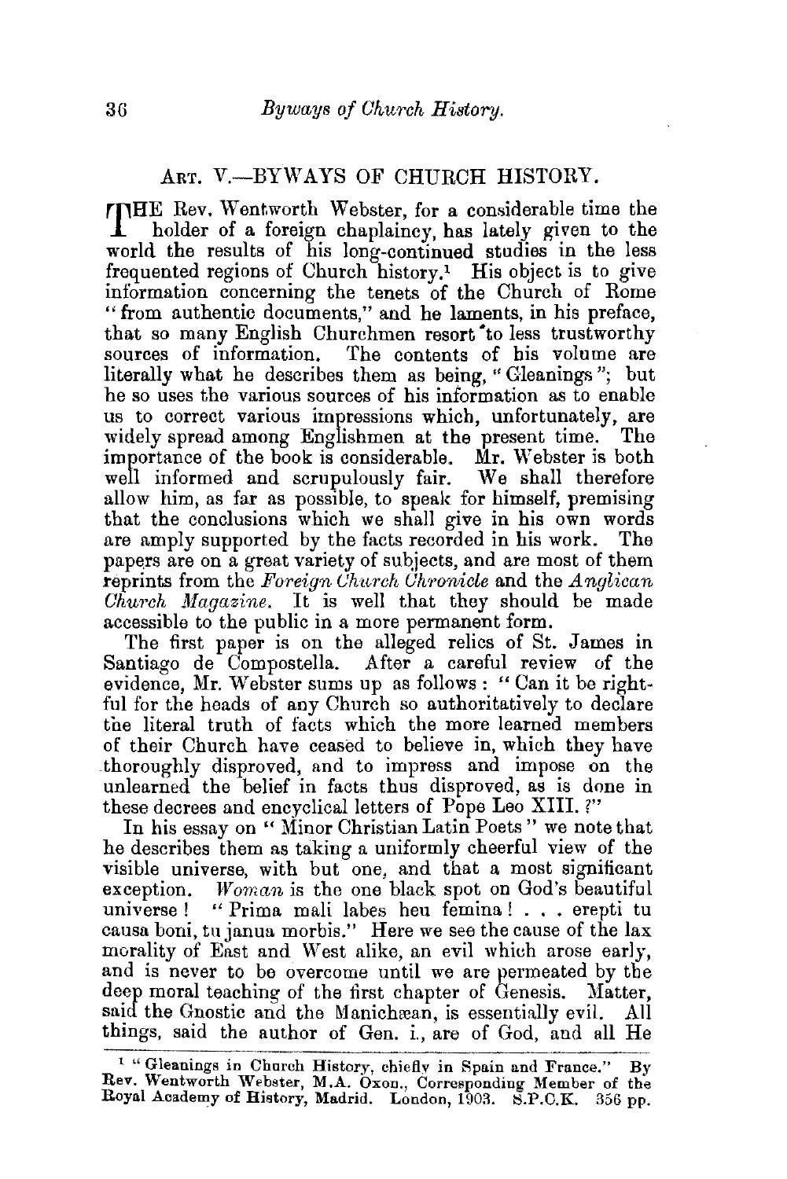## ART. V.—BYWAYS OF CHURCH HISTORY.

THE Rev. Wentworth Webster, for a considerable time the holder of a foreign chaplaincy, has lately given to the world the results of his long-continued studies in the less frequented regions of Church history.[1] His object is to give information concerning the tenets of the Church of Rome "from authentic documents," and he laments, in his preface, that so many English Churchmen resort to less trustworthy sources of information. The contents of his volume are literally what he describes them as being, "Gleanings"; but he so uses the various sources of his information as to enable us to correct various impressions which, unfortunately, are widely spread among Englishmen at the present time. The importance of the book is considerable. Mr. Webster is both well informed and scrupulously fair. We shall therefore allow him, as far as possible, to speak for himself, premising that the conclusions which we shall give in his own words are amply supported by the facts recorded in his work. The papers are on a great variety of subjects, and are most of them reprints from the *Foreign Church Chronicle* and the *Anglican Church Magazine*. It is well that they should be made accessible to the public in a more permanent form.

The first paper is on the alleged relics of St. James in Santiago de Compostella. After a careful review of the evidence, Mr. Webster sums up as follows: "Can it be rightful for the heads of any Church so authoritatively to declare the literal truth of facts which the more learned members of their Church have ceased to believe in, which they have thoroughly disproved, and to impress and impose on the unlearned the belief in facts thus disproved, as is done in these decrees and encyclical letters of Pope Leo XIII.?"

In his essay on "Minor Christian Latin Poets" we note that he describes them as taking a uniformly cheerful view of the visible universe, with but one, and that a most significant exception. *Woman* is the one black spot on God's beautiful universe! "Prima mali labes heu femina! . . . erepti tu causa boni, tu janua morbis." Here we see the cause of the lax morality of East and West alike, an evil which arose early, and is never to be overcome until we are permeated by the deep moral teaching of the first chapter of Genesis. Matter, said the Gnostic and the Manichæan, is essentially evil. All things, said the author of Gen. i., are of God, and all He

---

[1] "Gleanings in Church History, chiefly in Spain and France." By Rev. Wentworth Webster, M.A. Oxon., Corresponding Member of the Royal Academy of History, Madrid. London, 1903. S.P.C.K. 356 pp.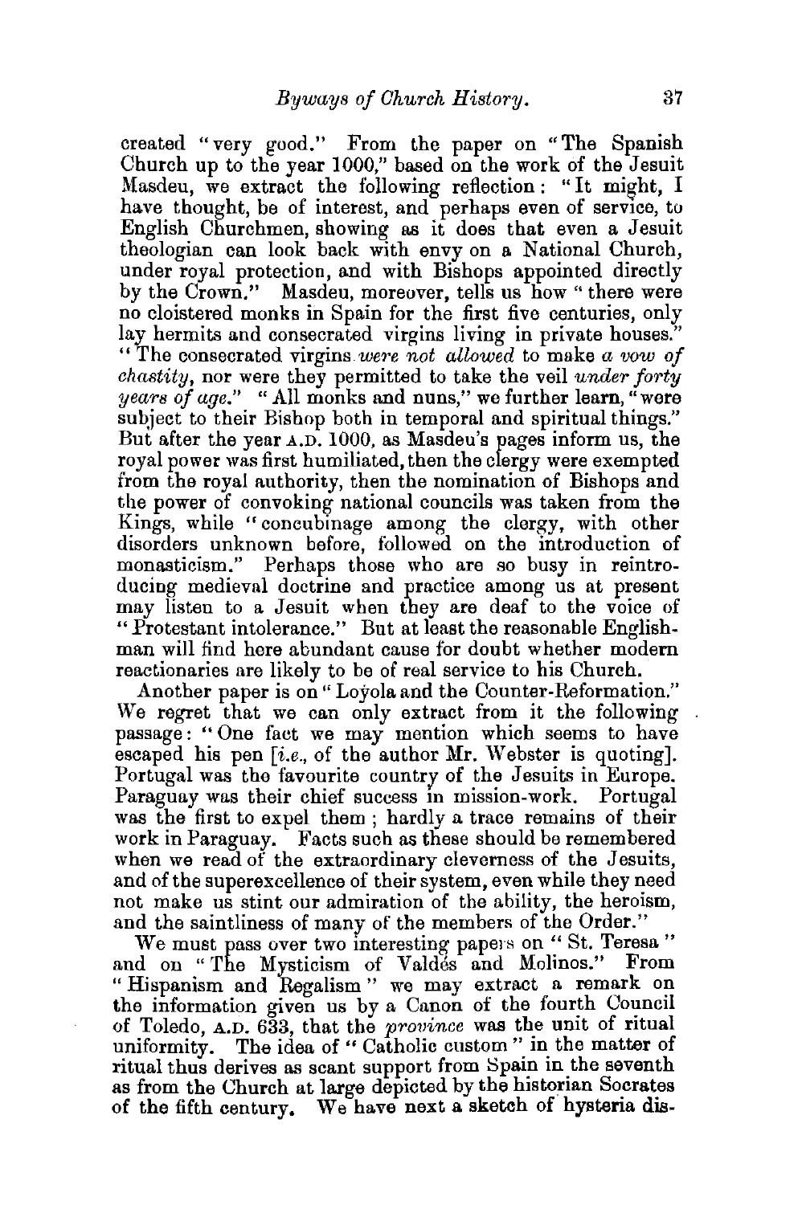created "very good." From the paper on "The Spanish Church up to the year 1000," based on the work of the Jesuit Masdeu, we extract the following reflection: "It might, I have thought, be of interest, and perhaps even of service, to English Churchmen, showing as it does that even a Jesuit theologian can look back with envy on a National Church, under royal protection, and with Bishops appointed directly by the Crown." Masdeu, moreover, tells us how "there were no cloistered monks in Spain for the first five centuries, only lay hermits and consecrated virgins living in private houses." "The consecrated virgins *were not allowed* to make *a vow of chastity*, nor were they permitted to take the veil *under forty years of age*." "All monks and nuns," we further learn, "were subject to their Bishop both in temporal and spiritual things." But after the year A.D. 1000, as Masdeu's pages inform us, the royal power was first humiliated, then the clergy were exempted from the royal authority, then the nomination of Bishops and the power of convoking national councils was taken from the Kings, while "concubinage among the clergy, with other disorders unknown before, followed on the introduction of monasticism." Perhaps those who are so busy in reintroducing medieval doctrine and practice among us at present may listen to a Jesuit when they are deaf to the voice of "Protestant intolerance." But at least the reasonable Englishman will find here abundant cause for doubt whether modern reactionaries are likely to be of real service to his Church.

Another paper is on "Loyola and the Counter-Reformation." We regret that we can only extract from it the following passage: "One fact we may mention which seems to have escaped his pen [*i.e.*, of the author Mr. Webster is quoting]. Portugal was the favourite country of the Jesuits in Europe. Paraguay was their chief success in mission-work. Portugal was the first to expel them; hardly a trace remains of their work in Paraguay. Facts such as these should be remembered when we read of the extraordinary cleverness of the Jesuits, and of the superexcellence of their system, even while they need not make us stint our admiration of the ability, the heroism, and the saintliness of many of the members of the Order."

We must pass over two interesting papers on "St. Teresa" and on "The Mysticism of Valdés and Molinos." From "Hispanism and Regalism" we may extract a remark on the information given us by a Canon of the fourth Council of Toledo, A.D. 633, that the *province* was the unit of ritual uniformity. The idea of "Catholic custom" in the matter of ritual thus derives as scant support from Spain in the seventh as from the Church at large depicted by the historian Socrates of the fifth century. We have next a sketch of hysteria dis-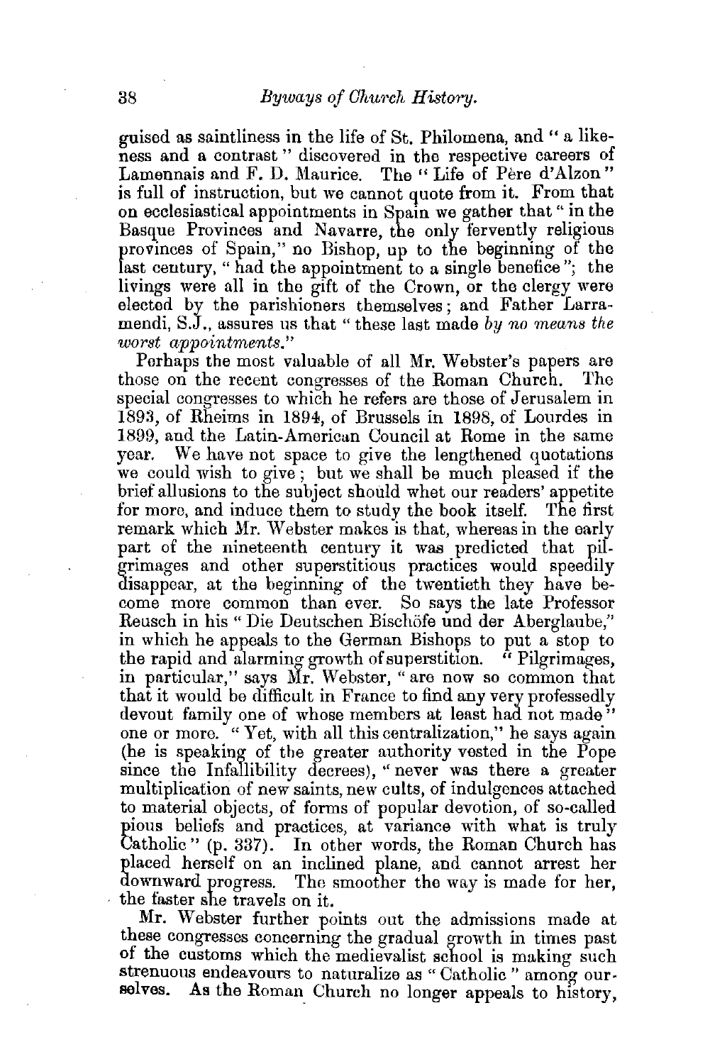guised as saintliness in the life of St. Philomena, and "a likeness and a contrast" discovered in the respective careers of Lamennais and F. D. Maurice. The "Life of Père d'Alzon" is full of instruction, but we cannot quote from it. From that on ecclesiastical appointments in Spain we gather that "in the Basque Provinces and Navarre, the only fervently religious provinces of Spain," no Bishop, up to the beginning of the last century, "had the appointment to a single benefice"; the livings were all in the gift of the Crown, or the clergy were elected by the parishioners themselves; and Father Larramendi, S.J., assures us that "these last made *by no means the worst appointments*."

Perhaps the most valuable of all Mr. Webster's papers are those on the recent congresses of the Roman Church. The special congresses to which he refers are those of Jerusalem in 1893, of Rheims in 1894, of Brussels in 1898, of Lourdes in 1899, and the Latin-American Council at Rome in the same year. We have not space to give the lengthened quotations we could wish to give; but we shall be much pleased if the brief allusions to the subject should whet our readers' appetite for more, and induce them to study the book itself. The first remark which Mr. Webster makes is that, whereas in the early part of the nineteenth century it was predicted that pilgrimages and other superstitious practices would speedily disappear, at the beginning of the twentieth they have become more common than ever. So says the late Professor Reusch in his "Die Deutschen Bischöfe und der Aberglaube," in which he appeals to the German Bishops to put a stop to the rapid and alarming growth of superstition. "Pilgrimages, in particular," says Mr. Webster, "are now so common that that it would be difficult in France to find any very professedly devout family one of whose members at least had not made" one or more. "Yet, with all this centralization," he says again (he is speaking of the greater authority vested in the Pope since the Infallibility decrees), "never was there a greater multiplication of new saints, new cults, of indulgences attached to material objects, of forms of popular devotion, of so-called pious beliefs and practices, at variance with what is truly Catholic" (p. 337). In other words, the Roman Church has placed herself on an inclined plane, and cannot arrest her downward progress. The smoother the way is made for her, the faster she travels on it.

Mr. Webster further points out the admissions made at these congresses concerning the gradual growth in times past of the customs which the medievalist school is making such strenuous endeavours to naturalize as "Catholic" among ourselves. As the Roman Church no longer appeals to history,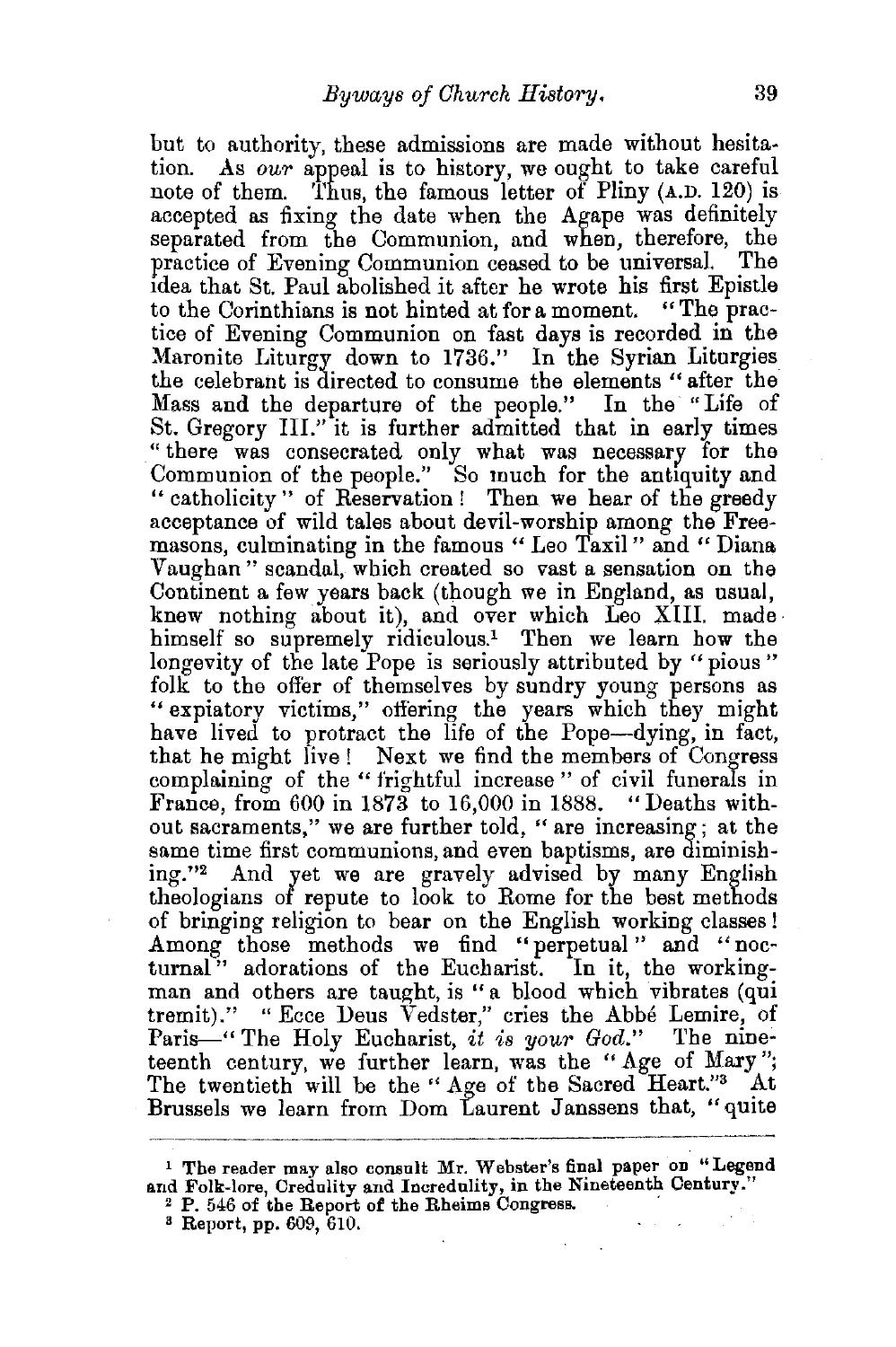but to authority, these admissions are made without hesitation. As *our* appeal is to history, we ought to take careful note of them. Thus, the famous letter of Pliny (A.D. 120) is accepted as fixing the date when the Agape was definitely separated from the Communion, and when, therefore, the practice of Evening Communion ceased to be universal. The idea that St. Paul abolished it after he wrote his first Epistle to the Corinthians is not hinted at for a moment. "The practice of Evening Communion on fast days is recorded in the Maronite Liturgy down to 1736." In the Syrian Liturgies the celebrant is directed to consume the elements "after the Mass and the departure of the people." In the "Life of St. Gregory III." it is further admitted that in early times "there was consecrated only what was necessary for the Communion of the people." So much for the antiquity and "catholicity" of Reservation! Then we hear of the greedy acceptance of wild tales about devil-worship among the Freemasons, culminating in the famous "Leo Taxil" and "Diana Vaughan" scandal, which created so vast a sensation on the Continent a few years back (though we in England, as usual, knew nothing about it), and over which Leo XIII. made himself so supremely ridiculous.[1] Then we learn how the longevity of the late Pope is seriously attributed by "pious" folk to the offer of themselves by sundry young persons as "expiatory victims," offering the years which they might have lived to protract the life of the Pope—dying, in fact, that he might live! Next we find the members of Congress complaining of the "frightful increase" of civil funerals in France, from 600 in 1873 to 16,000 in 1888. "Deaths without sacraments," we are further told, "are increasing; at the same time first communions, and even baptisms, are diminishing."[2] And yet we are gravely advised by many English theologians of repute to look to Rome for the best methods of bringing religion to bear on the English working classes! Among those methods we find "perpetual" and "nocturnal" adorations of the Eucharist. In it, the working-man and others are taught, is "a blood which vibrates (qui tremit)." "Ecce Deus Vedster," cries the Abbé Lemire, of Paris—"The Holy Eucharist, *it is your God.*" The nineteenth century, we further learn, was the "Age of Mary"; The twentieth will be the "Age of the Sacred Heart."[3] At Brussels we learn from Dom Laurent Janssens that, "quite

---

[1] The reader may also consult Mr. Webster's final paper on "Legend and Folk-lore, Credulity and Incredulity, in the Nineteenth Century."

[2] P. 546 of the Report of the Rheims Congress.

[3] Report, pp. 609, 610.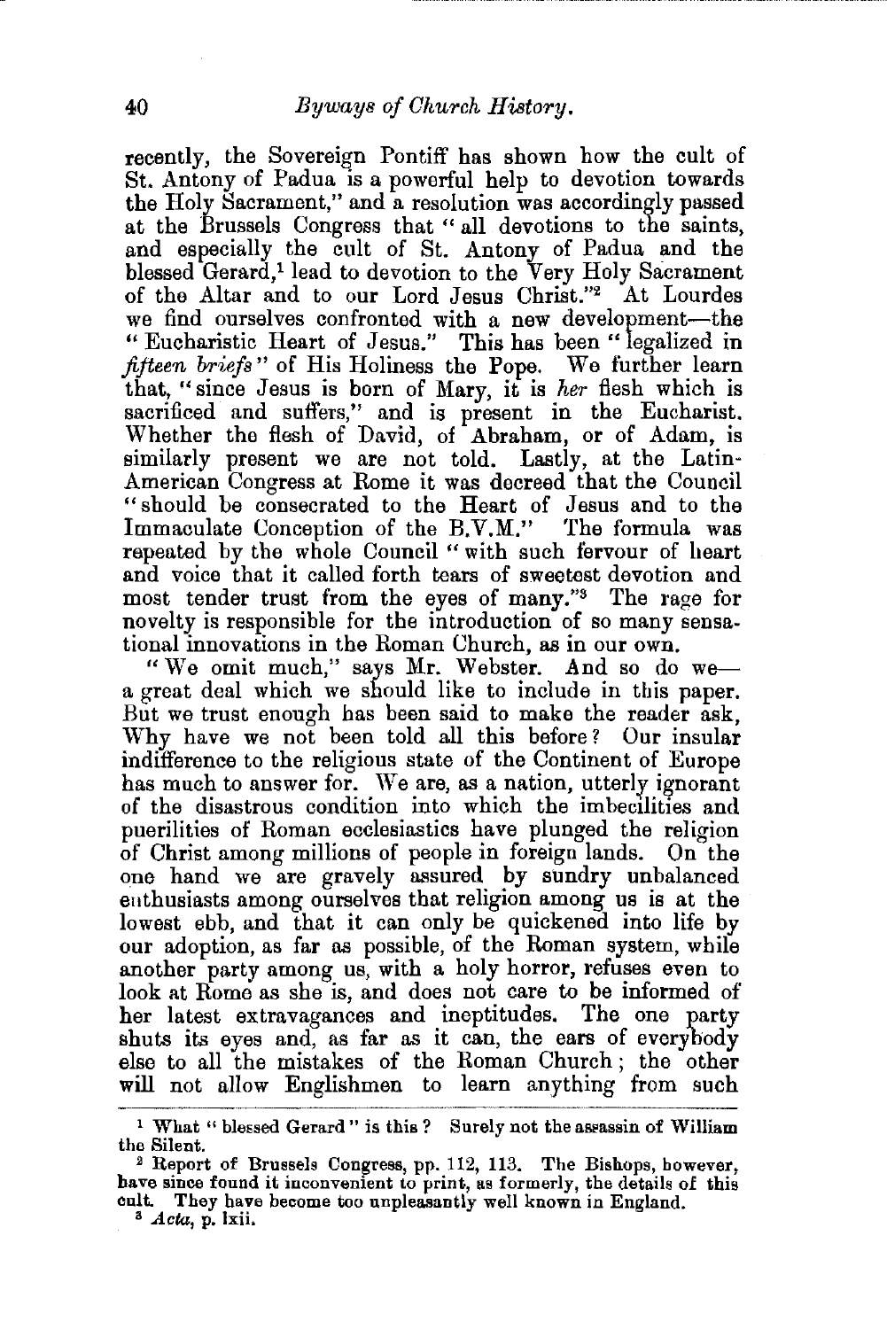recently, the Sovereign Pontiff has shown how the cult of St. Antony of Padua is a powerful help to devotion towards the Holy Sacrament," and a resolution was accordingly passed at the Brussels Congress that "all devotions to the saints, and especially the cult of St. Antony of Padua and the blessed Gerard,[1] lead to devotion to the Very Holy Sacrament of the Altar and to our Lord Jesus Christ."[2] At Lourdes we find ourselves confronted with a new development—the "Eucharistic Heart of Jesus." This has been "legalized in *fifteen briefs*" of His Holiness the Pope. We further learn that, "since Jesus is born of Mary, it is *her* flesh which is sacrificed and suffers," and is present in the Eucharist. Whether the flesh of David, of Abraham, or of Adam, is similarly present we are not told. Lastly, at the Latin-American Congress at Rome it was decreed that the Council "should be consecrated to the Heart of Jesus and to the Immaculate Conception of the B.V.M." The formula was repeated by the whole Council "with such fervour of heart and voice that it called forth tears of sweetest devotion and most tender trust from the eyes of many."[3] The rage for novelty is responsible for the introduction of so many sensational innovations in the Roman Church, as in our own.

"We omit much," says Mr. Webster. And so do we—a great deal which we should like to include in this paper. But we trust enough has been said to make the reader ask, Why have we not been told all this before? Our insular indifference to the religious state of the Continent of Europe has much to answer for. We are, as a nation, utterly ignorant of the disastrous condition into which the imbecilities and puerilities of Roman ecclesiastics have plunged the religion of Christ among millions of people in foreign lands. On the one hand we are gravely assured by sundry unbalanced enthusiasts among ourselves that religion among us is at the lowest ebb, and that it can only be quickened into life by our adoption, as far as possible, of the Roman system, while another party among us, with a holy horror, refuses even to look at Rome as she is, and does not care to be informed of her latest extravagances and ineptitudes. The one party shuts its eyes and, as far as it can, the ears of everybody else to all the mistakes of the Roman Church; the other will not allow Englishmen to learn anything from such

---

[1] What "blessed Gerard" is this? Surely not the assassin of William the Silent.

[2] Report of Brussels Congress, pp. 112, 113. The Bishops, however, have since found it inconvenient to print, as formerly, the details of this cult. They have become too unpleasantly well known in England.

[3] *Acta*, p. lxii.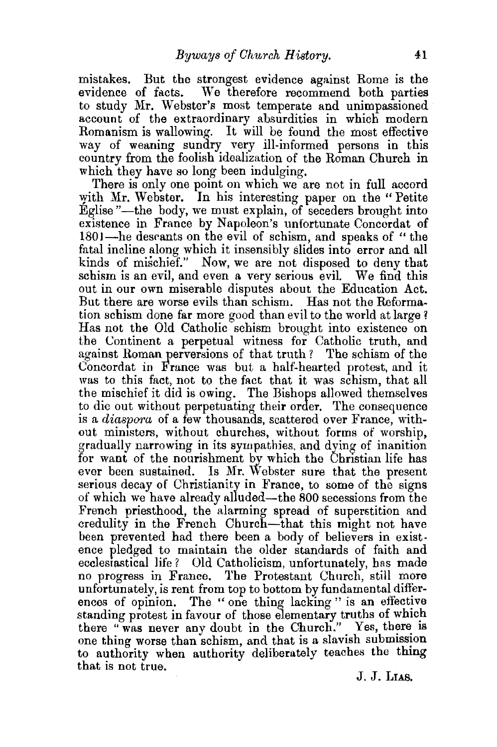mistakes. But the strongest evidence against Rome is the evidence of facts. We therefore recommend both parties to study Mr. Webster's most temperate and unimpassioned account of the extraordinary absurdities in which modern Romanism is wallowing. It will be found the most effective way of weaning sundry very ill-informed persons in this country from the foolish idealization of the Roman Church in which they have so long been indulging.

There is only one point on which we are not in full accord with Mr. Webster. In his interesting paper on the "Petite Église"—the body, we must explain, of seceders brought into existence in France by Napoleon's unfortunate Concordat of 1801—he descants on the evil of schism, and speaks of "the fatal incline along which it insensibly slides into error and all kinds of mischief." Now, we are not disposed to deny that schism is an evil, and even a very serious evil. We find this out in our own miserable disputes about the Education Act. But there are worse evils than schism. Has not the Reformation schism done far more good than evil to the world at large? Has not the Old Catholic schism brought into existence on the Continent a perpetual witness for Catholic truth, and against Roman perversions of that truth? The schism of the Concordat in France was but a half-hearted protest, and it was to this fact, not to the fact that it was schism, that all the mischief it did is owing. The Bishops allowed themselves to die out without perpetuating their order. The consequence is a *diaspora* of a few thousands, scattered over France, without ministers, without churches, without forms of worship, gradually narrowing in its sympathies, and dying of inanition for want of the nourishment by which the Christian life has ever been sustained. Is Mr. Webster sure that the present serious decay of Christianity in France, to some of the signs of which we have already alluded—the 800 secessions from the French priesthood, the alarming spread of superstition and credulity in the French Church—that this might not have been prevented had there been a body of believers in existence pledged to maintain the older standards of faith and ecclesiastical life? Old Catholicism, unfortunately, has made no progress in France. The Protestant Church, still more unfortunately, is rent from top to bottom by fundamental differences of opinion. The "one thing lacking" is an effective standing protest in favour of those elementary truths of which there "was never any doubt in the Church." Yes, there is one thing worse than schism, and that is a slavish submission to authority when authority deliberately teaches the thing that is not true.

J. J. Lias.